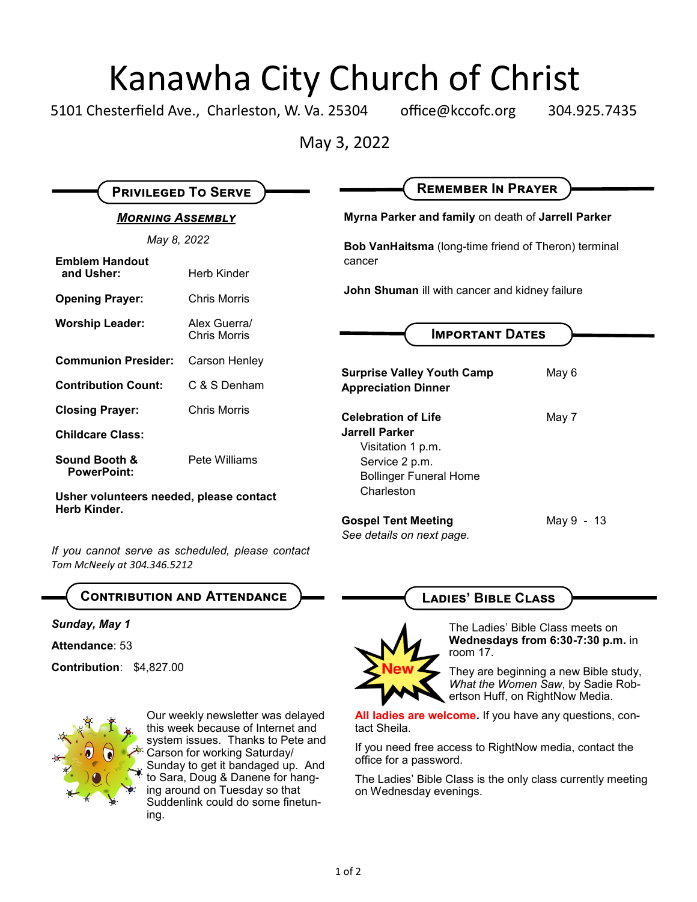# Kanawha City Church of Christ

5101 Chesterfield Ave., Charleston, W. Va. 25304 office@kccofc.org 304.925.7435

May 3, 2022

## Privileged To Serve

***Morning Assembly***

*May 8, 2022*

| | |
|---|---|
| **Emblem Handout and Usher:** | Herb Kinder |
| **Opening Prayer:** | Chris Morris |
| **Worship Leader:** | Alex Guerra/ Chris Morris |
| **Communion Presider:** | Carson Henley |
| **Contribution Count:** | C & S Denham |
| **Closing Prayer:** | Chris Morris |
| **Childcare Class:** | |
| **Sound Booth & PowerPoint:** | Pete Williams |

**Usher volunteers needed, please contact Herb Kinder.**

*If you cannot serve as scheduled, please contact Tom McNeely at 304.346.5212*

## Contribution and Attendance

***Sunday, May 1***

**Attendance**: 53

**Contribution**: $4,827.00

Our weekly newsletter was delayed this week because of Internet and system issues. Thanks to Pete and Carson for working Saturday/ Sunday to get it bandaged up. And to Sara, Doug & Danene for hanging around on Tuesday so that Suddenlink could do some finetuning.

## Remember In Prayer

**Myrna Parker and family** on death of **Jarrell Parker**

**Bob VanHaitsma** (long-time friend of Theron) terminal cancer

**John Shuman** ill with cancer and kidney failure

## Important Dates

| | |
|---|---|
| **Surprise Valley Youth Camp Appreciation Dinner** | May 6 |
| **Celebration of Life Jarrell Parker**<br>Visitation 1 p.m.<br>Service 2 p.m.<br>Bollinger Funeral Home<br>Charleston | May 7 |
| **Gospel Tent Meeting**<br>*See details on next page.* | May 9 - 13 |

## Ladies' Bible Class

New

The Ladies' Bible Class meets on **Wednesdays from 6:30-7:30 p.m.** in room 17.

They are beginning a new Bible study, *What the Women Saw*, by Sadie Robertson Huff, on RightNow Media.

**All ladies are welcome.** If you have any questions, contact Sheila.

If you need free access to RightNow media, contact the office for a password.

The Ladies' Bible Class is the only class currently meeting on Wednesday evenings.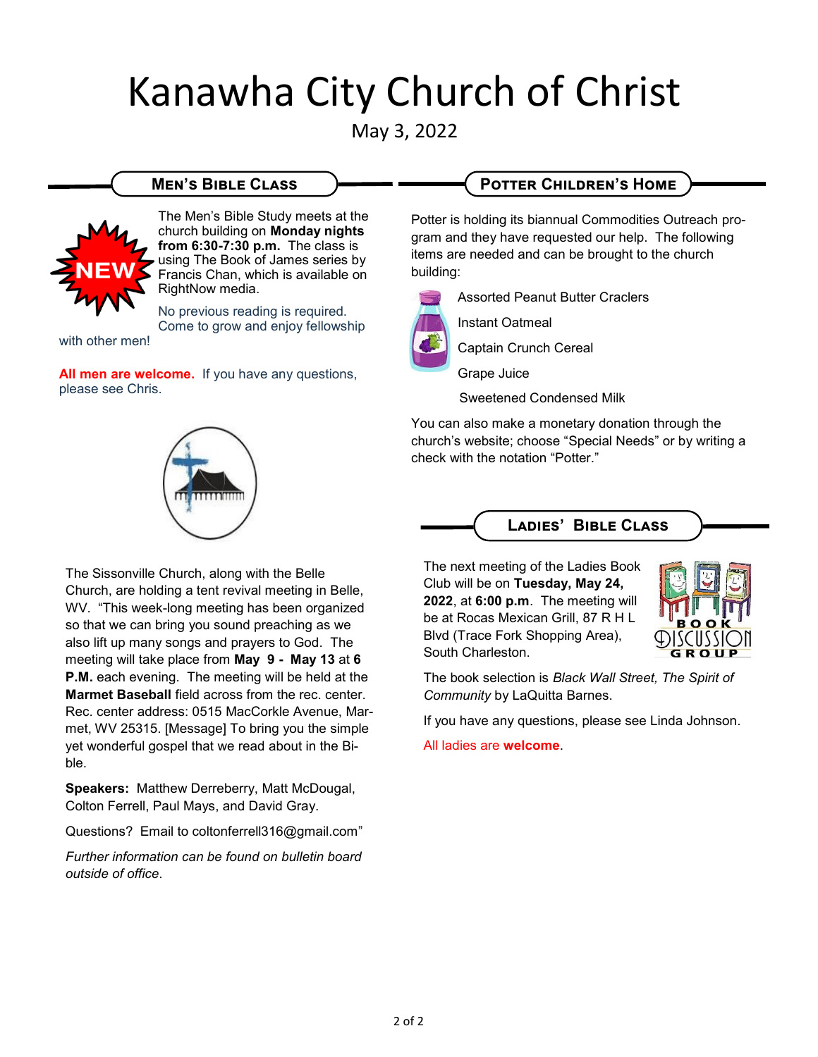# Kanawha City Church of Christ

May 3, 2022

## Men's Bible Class

NEW

The Men's Bible Study meets at the church building on **Monday nights from 6:30-7:30 p.m.** The class is using The Book of James series by Francis Chan, which is available on RightNow media.

No previous reading is required. Come to grow and enjoy fellowship with other men!

**All men are welcome.** If you have any questions, please see Chris.

The Sissonville Church, along with the Belle Church, are holding a tent revival meeting in Belle, WV. "This week-long meeting has been organized so that we can bring you sound preaching as we also lift up many songs and prayers to God. The meeting will take place from **May 9 - May 13** at **6 P.M.** each evening. The meeting will be held at the **Marmet Baseball** field across from the rec. center. Rec. center address: 0515 MacCorkle Avenue, Marmet, WV 25315. [Message] To bring you the simple yet wonderful gospel that we read about in the Bible.

**Speakers:** Matthew Derreberry, Matt McDougal, Colton Ferrell, Paul Mays, and David Gray.

Questions? Email to coltonferrell316@gmail.com"

*Further information can be found on bulletin board outside of office.*

## Potter Children's Home

Potter is holding its biannual Commodities Outreach program and they have requested our help. The following items are needed and can be brought to the church building:

Assorted Peanut Butter Craclers

Instant Oatmeal

Captain Crunch Cereal

Grape Juice

Sweetened Condensed Milk

You can also make a monetary donation through the church's website; choose "Special Needs" or by writing a check with the notation "Potter."

## Ladies' Bible Class

The next meeting of the Ladies Book Club will be on **Tuesday, May 24, 2022**, at **6:00 p.m**. The meeting will be at Rocas Mexican Grill, 87 R H L Blvd (Trace Fork Shopping Area), South Charleston.

The book selection is *Black Wall Street, The Spirit of Community* by LaQuitta Barnes.

If you have any questions, please see Linda Johnson.

All ladies are **welcome**.